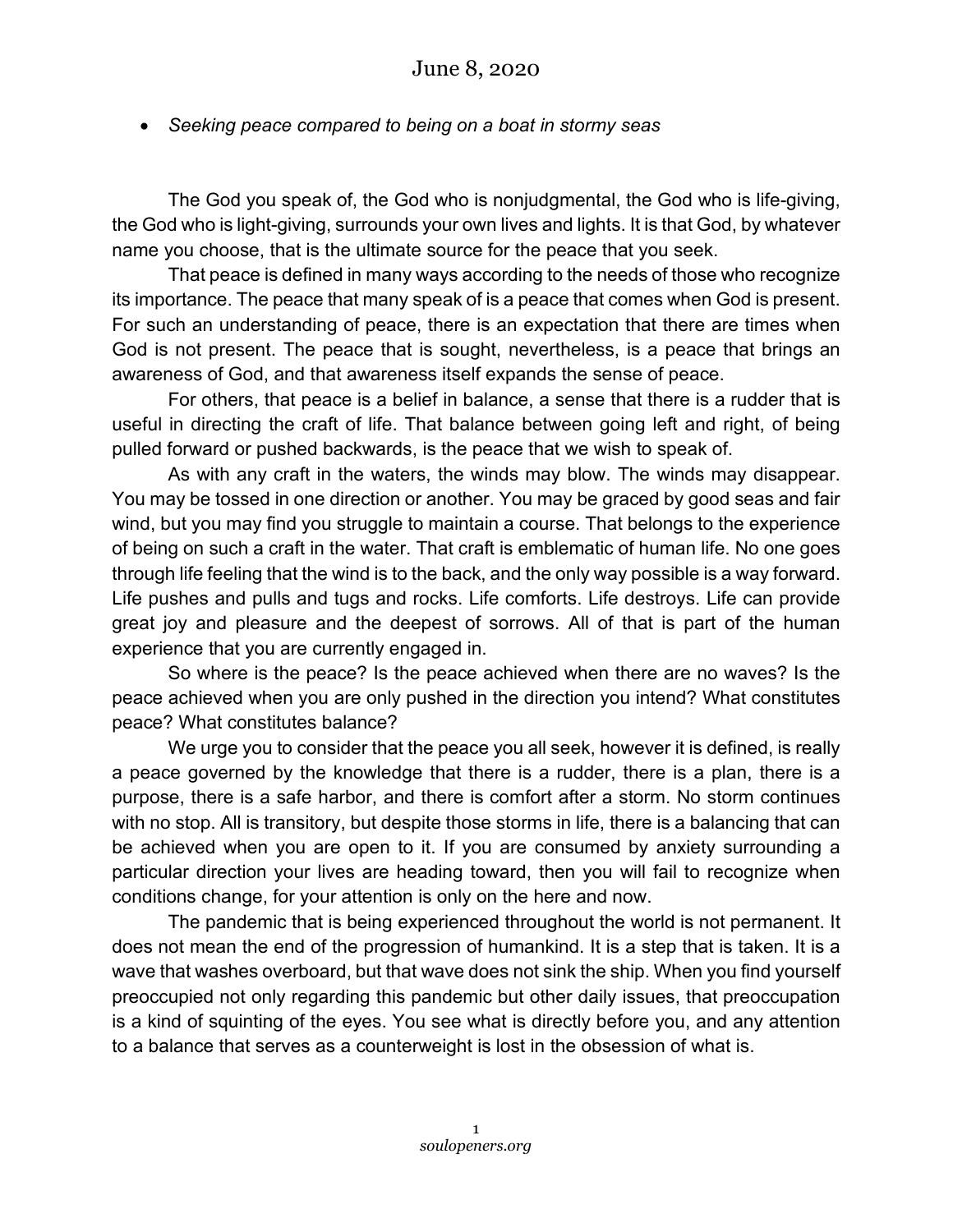# June 8, 2020

- *Seeking peace compared to being on a boat in stormy seas*

The God you speak of, the God who is nonjudgmental, the God who is life-giving, the God who is light-giving, surrounds your own lives and lights. It is that God, by whatever name you choose, that is the ultimate source for the peace that you seek.

That peace is defined in many ways according to the needs of those who recognize its importance. The peace that many speak of is a peace that comes when God is present. For such an understanding of peace, there is an expectation that there are times when God is not present. The peace that is sought, nevertheless, is a peace that brings an awareness of God, and that awareness itself expands the sense of peace.

For others, that peace is a belief in balance, a sense that there is a rudder that is useful in directing the craft of life. That balance between going left and right, of being pulled forward or pushed backwards, is the peace that we wish to speak of.

As with any craft in the waters, the winds may blow. The winds may disappear. You may be tossed in one direction or another. You may be graced by good seas and fair wind, but you may find you struggle to maintain a course. That belongs to the experience of being on such a craft in the water. That craft is emblematic of human life. No one goes through life feeling that the wind is to the back, and the only way possible is a way forward. Life pushes and pulls and tugs and rocks. Life comforts. Life destroys. Life can provide great joy and pleasure and the deepest of sorrows. All of that is part of the human experience that you are currently engaged in.

So where is the peace? Is the peace achieved when there are no waves? Is the peace achieved when you are only pushed in the direction you intend? What constitutes peace? What constitutes balance?

We urge you to consider that the peace you all seek, however it is defined, is really a peace governed by the knowledge that there is a rudder, there is a plan, there is a purpose, there is a safe harbor, and there is comfort after a storm. No storm continues with no stop. All is transitory, but despite those storms in life, there is a balancing that can be achieved when you are open to it. If you are consumed by anxiety surrounding a particular direction your lives are heading toward, then you will fail to recognize when conditions change, for your attention is only on the here and now.

The pandemic that is being experienced throughout the world is not permanent. It does not mean the end of the progression of humankind. It is a step that is taken. It is a wave that washes overboard, but that wave does not sink the ship. When you find yourself preoccupied not only regarding this pandemic but other daily issues, that preoccupation is a kind of squinting of the eyes. You see what is directly before you, and any attention to a balance that serves as a counterweight is lost in the obsession of what is.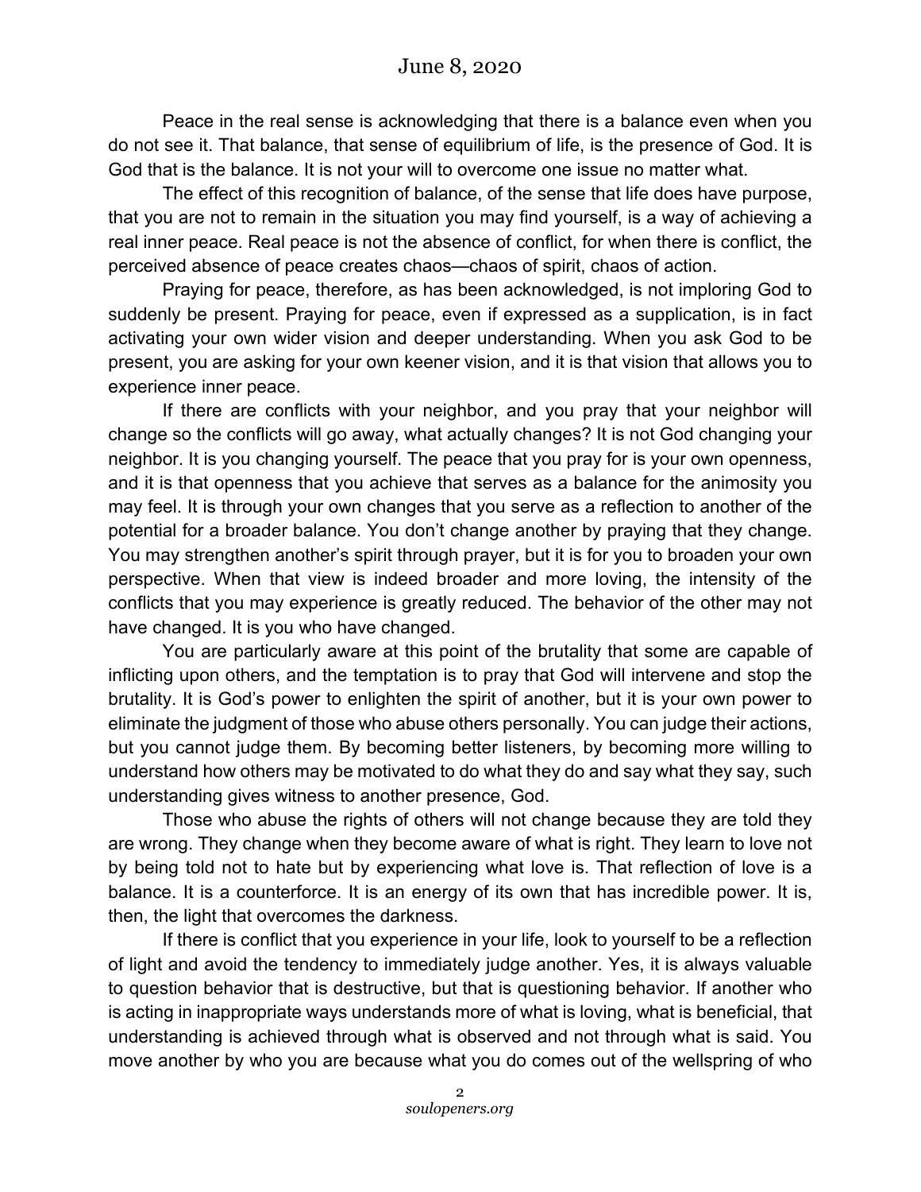Peace in the real sense is acknowledging that there is a balance even when you do not see it. That balance, that sense of equilibrium of life, is the presence of God. It is God that is the balance. It is not your will to overcome one issue no matter what.

The effect of this recognition of balance, of the sense that life does have purpose, that you are not to remain in the situation you may find yourself, is a way of achieving a real inner peace. Real peace is not the absence of conflict, for when there is conflict, the perceived absence of peace creates chaos—chaos of spirit, chaos of action.

Praying for peace, therefore, as has been acknowledged, is not imploring God to suddenly be present. Praying for peace, even if expressed as a supplication, is in fact activating your own wider vision and deeper understanding. When you ask God to be present, you are asking for your own keener vision, and it is that vision that allows you to experience inner peace.

If there are conflicts with your neighbor, and you pray that your neighbor will change so the conflicts will go away, what actually changes? It is not God changing your neighbor. It is you changing yourself. The peace that you pray for is your own openness, and it is that openness that you achieve that serves as a balance for the animosity you may feel. It is through your own changes that you serve as a reflection to another of the potential for a broader balance. You don't change another by praying that they change. You may strengthen another's spirit through prayer, but it is for you to broaden your own perspective. When that view is indeed broader and more loving, the intensity of the conflicts that you may experience is greatly reduced. The behavior of the other may not have changed. It is you who have changed.

You are particularly aware at this point of the brutality that some are capable of inflicting upon others, and the temptation is to pray that God will intervene and stop the brutality. It is God's power to enlighten the spirit of another, but it is your own power to eliminate the judgment of those who abuse others personally. You can judge their actions, but you cannot judge them. By becoming better listeners, by becoming more willing to understand how others may be motivated to do what they do and say what they say, such understanding gives witness to another presence, God.

Those who abuse the rights of others will not change because they are told they are wrong. They change when they become aware of what is right. They learn to love not by being told not to hate but by experiencing what love is. That reflection of love is a balance. It is a counterforce. It is an energy of its own that has incredible power. It is, then, the light that overcomes the darkness.

If there is conflict that you experience in your life, look to yourself to be a reflection of light and avoid the tendency to immediately judge another. Yes, it is always valuable to question behavior that is destructive, but that is questioning behavior. If another who is acting in inappropriate ways understands more of what is loving, what is beneficial, that understanding is achieved through what is observed and not through what is said. You move another by who you are because what you do comes out of the wellspring of who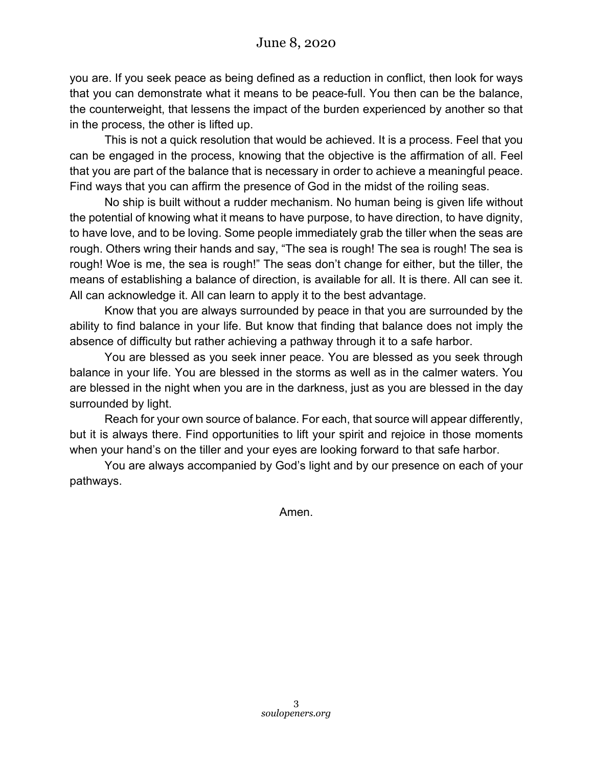you are. If you seek peace as being defined as a reduction in conflict, then look for ways that you can demonstrate what it means to be peace-full. You then can be the balance, the counterweight, that lessens the impact of the burden experienced by another so that in the process, the other is lifted up.

This is not a quick resolution that would be achieved. It is a process. Feel that you can be engaged in the process, knowing that the objective is the affirmation of all. Feel that you are part of the balance that is necessary in order to achieve a meaningful peace. Find ways that you can affirm the presence of God in the midst of the roiling seas.

No ship is built without a rudder mechanism. No human being is given life without the potential of knowing what it means to have purpose, to have direction, to have dignity, to have love, and to be loving. Some people immediately grab the tiller when the seas are rough. Others wring their hands and say, "The sea is rough! The sea is rough! The sea is rough! Woe is me, the sea is rough!" The seas don't change for either, but the tiller, the means of establishing a balance of direction, is available for all. It is there. All can see it. All can acknowledge it. All can learn to apply it to the best advantage.

Know that you are always surrounded by peace in that you are surrounded by the ability to find balance in your life. But know that finding that balance does not imply the absence of difficulty but rather achieving a pathway through it to a safe harbor.

You are blessed as you seek inner peace. You are blessed as you seek through balance in your life. You are blessed in the storms as well as in the calmer waters. You are blessed in the night when you are in the darkness, just as you are blessed in the day surrounded by light.

Reach for your own source of balance. For each, that source will appear differently, but it is always there. Find opportunities to lift your spirit and rejoice in those moments when your hand's on the tiller and your eyes are looking forward to that safe harbor.

You are always accompanied by God's light and by our presence on each of your pathways.

Amen.